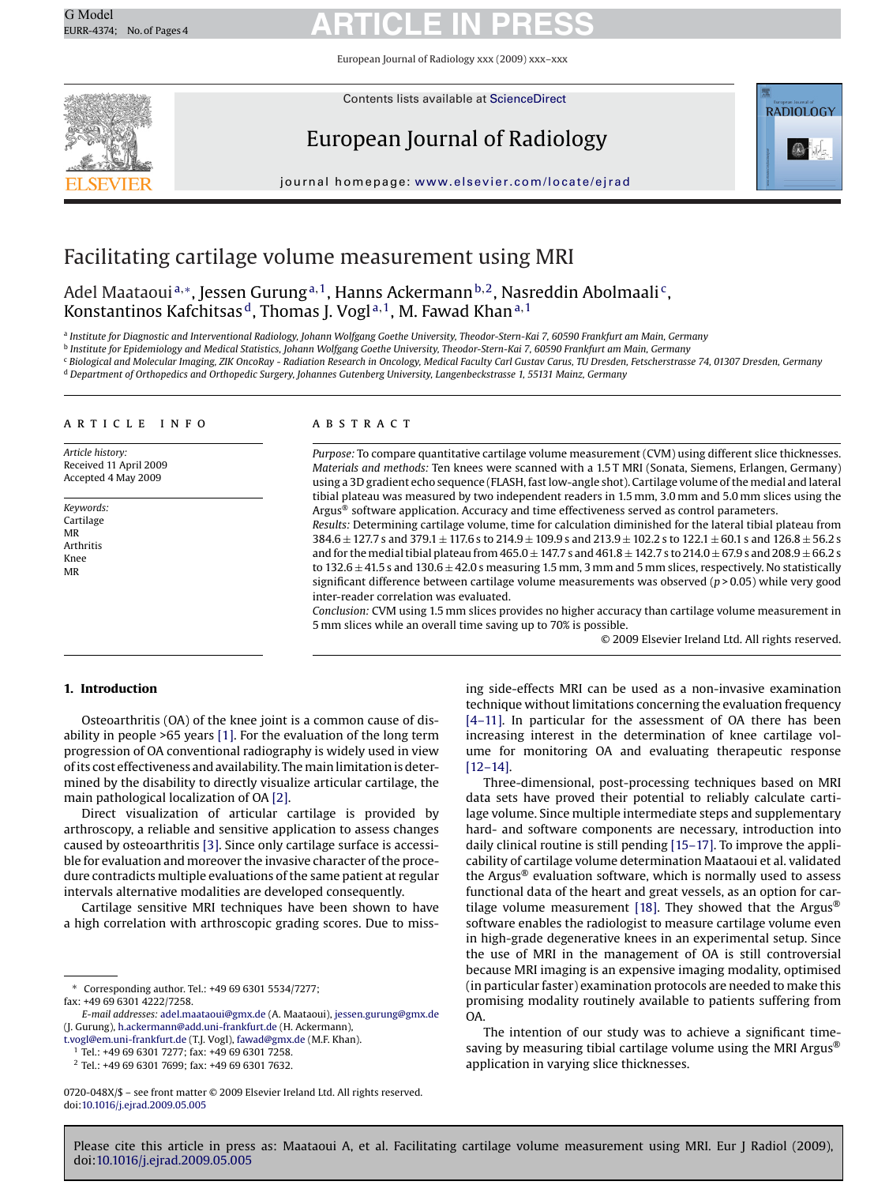# Facilitating cartilage volume measurement using MRI

Adel Maataoui [a,*], Jessen Gurung [a,1], Hanns Ackermann [b,2], Nasreddin Abolmaali [c], Konstantinos Kafchitsas [d], Thomas J. Vogl [a,1], M. Fawad Khan [a,1]

[a] Institute for Diagnostic and Interventional Radiology, Johann Wolfgang Goethe University, Theodor-Stern-Kai 7, 60590 Frankfurt am Main, Germany
[b] Institute for Epidemiology and Medical Statistics, Johann Wolfgang Goethe University, Theodor-Stern-Kai 7, 60590 Frankfurt am Main, Germany
[c] Biological and Molecular Imaging, ZIK OncoRay - Radiation Research in Oncology, Medical Faculty Carl Gustav Carus, TU Dresden, Fetscherstrasse 74, 01307 Dresden, Germany
[d] Department of Orthopedics and Orthopedic Surgery, Johannes Gutenberg University, Langenbeckstrasse 1, 55131 Mainz, Germany

## ARTICLE INFO

*Article history:*
Received 11 April 2009
Accepted 4 May 2009

*Keywords:*
Cartilage
MR
Arthritis
Knee
MR

## ABSTRACT

*Purpose:* To compare quantitative cartilage volume measurement (CVM) using different slice thicknesses.
*Materials and methods:* Ten knees were scanned with a 1.5 T MRI (Sonata, Siemens, Erlangen, Germany) using a 3D gradient echo sequence (FLASH, fast low-angle shot). Cartilage volume of the medial and lateral tibial plateau was measured by two independent readers in 1.5 mm, 3.0 mm and 5.0 mm slices using the Argus® software application. Accuracy and time effectiveness served as control parameters.
*Results:* Determining cartilage volume, time for calculation diminished for the lateral tibial plateau from 384.6 ± 127.7 s and 379.1 ± 117.6 s to 214.9 ± 109.9 s and 213.9 ± 102.2 s to 122.1 ± 60.1 s and 126.8 ± 56.2 s and for the medial tibial plateau from 465.0 ± 147.7 s and 461.8 ± 142.7 s to 214.0 ± 67.9 s and 208.9 ± 66.2 s to 132.6 ± 41.5 s and 130.6 ± 42.0 s measuring 1.5 mm, 3 mm and 5 mm slices, respectively. No statistically significant difference between cartilage volume measurements was observed ($p > 0.05$) while very good inter-reader correlation was evaluated.
*Conclusion:* CVM using 1.5 mm slices provides no higher accuracy than cartilage volume measurement in 5 mm slices while an overall time saving up to 70% is possible.

© 2009 Elsevier Ireland Ltd. All rights reserved.

## 1. Introduction

Osteoarthritis (OA) of the knee joint is a common cause of disability in people >65 years [1]. For the evaluation of the long term progression of OA conventional radiography is widely used in view of its cost effectiveness and availability. The main limitation is determined by the disability to directly visualize articular cartilage, the main pathological localization of OA [2].

Direct visualization of articular cartilage is provided by arthroscopy, a reliable and sensitive application to assess changes caused by osteoarthritis [3]. Since only cartilage surface is accessible for evaluation and moreover the invasive character of the procedure contradicts multiple evaluations of the same patient at regular intervals alternative modalities are developed consequently.

Cartilage sensitive MRI techniques have been shown to have a high correlation with arthroscopic grading scores. Due to missing side-effects MRI can be used as a non-invasive examination technique without limitations concerning the evaluation frequency [4–11]. In particular for the assessment of OA there has been increasing interest in the determination of knee cartilage volume for monitoring OA and evaluating therapeutic response [12–14].

Three-dimensional, post-processing techniques based on MRI data sets have proved their potential to reliably calculate cartilage volume. Since multiple intermediate steps and supplementary hard- and software components are necessary, introduction into daily clinical routine is still pending [15–17]. To improve the applicability of cartilage volume determination Maataoui et al. validated the Argus® evaluation software, which is normally used to assess functional data of the heart and great vessels, as an option for cartilage volume measurement [18]. They showed that the Argus® software enables the radiologist to measure cartilage volume even in high-grade degenerative knees in an experimental setup. Since the use of MRI in the management of OA is still controversial because MRI imaging is an expensive imaging modality, optimised (in particular faster) examination protocols are needed to make this promising modality routinely available to patients suffering from OA.

The intention of our study was to achieve a significant time-saving by measuring tibial cartilage volume using the MRI Argus® application in varying slice thicknesses.

---

\* Corresponding author. Tel.: +49 69 6301 5534/7277; fax: +49 69 6301 4222/7258.
*E-mail addresses:* adel.maataoui@gmx.de (A. Maataoui), jessen.gurung@gmx.de (J. Gurung), h.ackermann@add.uni-frankfurt.de (H. Ackermann), t.vogl@em.uni-frankfurt.de (T.J. Vogl), fawad@gmx.de (M.F. Khan).
[1] Tel.: +49 69 6301 7277; fax: +49 69 6301 7258.
[2] Tel.: +49 69 6301 7699; fax: +49 69 6301 7632.

0720-048X/$ – see front matter © 2009 Elsevier Ireland Ltd. All rights reserved.
doi:10.1016/j.ejrad.2009.05.005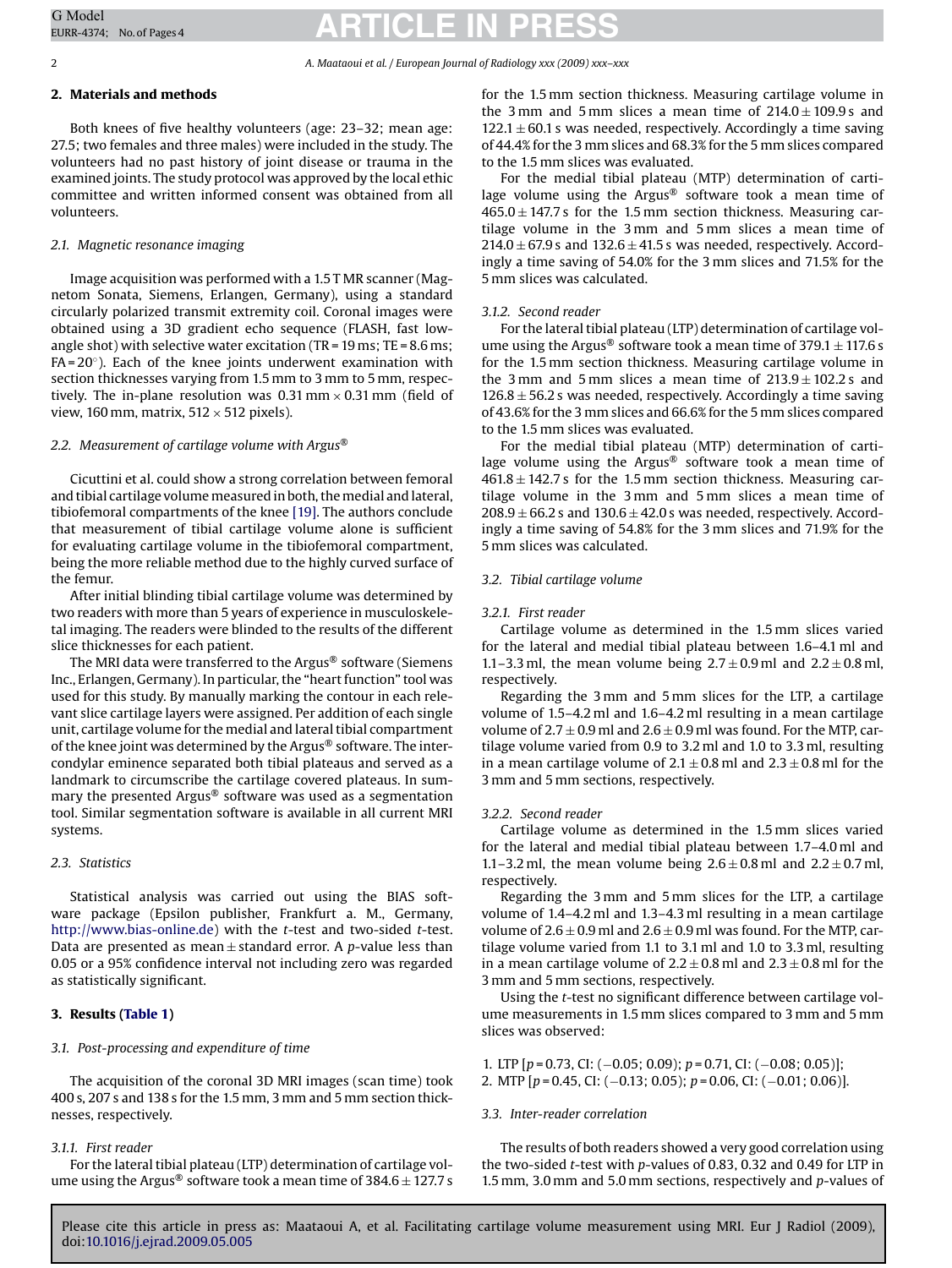## 2. Materials and methods

Both knees of five healthy volunteers (age: 23–32; mean age: 27.5; two females and three males) were included in the study. The volunteers had no past history of joint disease or trauma in the examined joints. The study protocol was approved by the local ethic committee and written informed consent was obtained from all volunteers.

### 2.1. Magnetic resonance imaging

Image acquisition was performed with a 1.5 T MR scanner (Magnetom Sonata, Siemens, Erlangen, Germany), using a standard circularly polarized transmit extremity coil. Coronal images were obtained using a 3D gradient echo sequence (FLASH, fast low-angle shot) with selective water excitation (TR = 19 ms; TE = 8.6 ms; FA = 20°). Each of the knee joints underwent examination with section thicknesses varying from 1.5 mm to 3 mm to 5 mm, respectively. The in-plane resolution was 0.31 mm × 0.31 mm (field of view, 160 mm, matrix, 512 × 512 pixels).

### 2.2. Measurement of cartilage volume with Argus®

Cicuttini et al. could show a strong correlation between femoral and tibial cartilage volume measured in both, the medial and lateral, tibiofemoral compartments of the knee [19]. The authors conclude that measurement of tibial cartilage volume alone is sufficient for evaluating cartilage volume in the tibiofemoral compartment, being the more reliable method due to the highly curved surface of the femur.

After initial blinding tibial cartilage volume was determined by two readers with more than 5 years of experience in musculoskeletal imaging. The readers were blinded to the results of the different slice thicknesses for each patient.

The MRI data were transferred to the Argus® software (Siemens Inc., Erlangen, Germany). In particular, the "heart function" tool was used for this study. By manually marking the contour in each relevant slice cartilage layers were assigned. Per addition of each single unit, cartilage volume for the medial and lateral tibial compartment of the knee joint was determined by the Argus® software. The intercondylar eminence separated both tibial plateaus and served as a landmark to circumscribe the cartilage covered plateaus. In summary the presented Argus® software was used as a segmentation tool. Similar segmentation software is available in all current MRI systems.

### 2.3. Statistics

Statistical analysis was carried out using the BIAS software package (Epsilon publisher, Frankfurt a. M., Germany, http://www.bias-online.de) with the *t*-test and two-sided *t*-test. Data are presented as mean ± standard error. A *p*-value less than 0.05 or a 95% confidence interval not including zero was regarded as statistically significant.

## 3. Results (Table 1)

### 3.1. Post-processing and expenditure of time

The acquisition of the coronal 3D MRI images (scan time) took 400 s, 207 s and 138 s for the 1.5 mm, 3 mm and 5 mm section thicknesses, respectively.

#### 3.1.1. First reader

For the lateral tibial plateau (LTP) determination of cartilage volume using the Argus® software took a mean time of 384.6 ± 127.7 s for the 1.5 mm section thickness. Measuring cartilage volume in the 3 mm and 5 mm slices a mean time of 214.0 ± 109.9 s and 122.1 ± 60.1 s was needed, respectively. Accordingly a time saving of 44.4% for the 3 mm slices and 68.3% for the 5 mm slices compared to the 1.5 mm slices was evaluated.

For the medial tibial plateau (MTP) determination of cartilage volume using the Argus® software took a mean time of 465.0 ± 147.7 s for the 1.5 mm section thickness. Measuring cartilage volume in the 3 mm and 5 mm slices a mean time of 214.0 ± 67.9 s and 132.6 ± 41.5 s was needed, respectively. Accordingly a time saving of 54.0% for the 3 mm slices and 71.5% for the 5 mm slices was calculated.

#### 3.1.2. Second reader

For the lateral tibial plateau (LTP) determination of cartilage volume using the Argus® software took a mean time of 379.1 ± 117.6 s for the 1.5 mm section thickness. Measuring cartilage volume in the 3 mm and 5 mm slices a mean time of 213.9 ± 102.2 s and 126.8 ± 56.2 s was needed, respectively. Accordingly a time saving of 43.6% for the 3 mm slices and 66.6% for the 5 mm slices compared to the 1.5 mm slices was evaluated.

For the medial tibial plateau (MTP) determination of cartilage volume using the Argus® software took a mean time of 461.8 ± 142.7 s for the 1.5 mm section thickness. Measuring cartilage volume in the 3 mm and 5 mm slices a mean time of 208.9 ± 66.2 s and 130.6 ± 42.0 s was needed, respectively. Accordingly a time saving of 54.8% for the 3 mm slices and 71.9% for the 5 mm slices was calculated.

### 3.2. Tibial cartilage volume

#### 3.2.1. First reader

Cartilage volume as determined in the 1.5 mm slices varied for the lateral and medial tibial plateau between 1.6–4.1 ml and 1.1–3.3 ml, the mean volume being 2.7 ± 0.9 ml and 2.2 ± 0.8 ml, respectively.

Regarding the 3 mm and 5 mm slices for the LTP, a cartilage volume of 1.5–4.2 ml and 1.6–4.2 ml resulting in a mean cartilage volume of 2.7 ± 0.9 ml and 2.6 ± 0.9 ml was found. For the MTP, cartilage volume varied from 0.9 to 3.2 ml and 1.0 to 3.3 ml, resulting in a mean cartilage volume of 2.1 ± 0.8 ml and 2.3 ± 0.8 ml for the 3 mm and 5 mm sections, respectively.

#### 3.2.2. Second reader

Cartilage volume as determined in the 1.5 mm slices varied for the lateral and medial tibial plateau between 1.7–4.0 ml and 1.1–3.2 ml, the mean volume being 2.6 ± 0.8 ml and 2.2 ± 0.7 ml, respectively.

Regarding the 3 mm and 5 mm slices for the LTP, a cartilage volume of 1.4–4.2 ml and 1.3–4.3 ml resulting in a mean cartilage volume of 2.6 ± 0.9 ml and 2.6 ± 0.9 ml was found. For the MTP, cartilage volume varied from 1.1 to 3.1 ml and 1.0 to 3.3 ml, resulting in a mean cartilage volume of 2.2 ± 0.8 ml and 2.3 ± 0.8 ml for the 3 mm and 5 mm sections, respectively.

Using the *t*-test no significant difference between cartilage volume measurements in 1.5 mm slices compared to 3 mm and 5 mm slices was observed:

1. LTP [$p = 0.73$, CI: (−0.05; 0.09); $p = 0.71$, CI: (−0.08; 0.05)];
2. MTP [$p = 0.45$, CI: (−0.13; 0.05); $p = 0.06$, CI: (−0.01; 0.06)].

### 3.3. Inter-reader correlation

The results of both readers showed a very good correlation using the two-sided *t*-test with *p*-values of 0.83, 0.32 and 0.49 for LTP in 1.5 mm, 3.0 mm and 5.0 mm sections, respectively and *p*-values of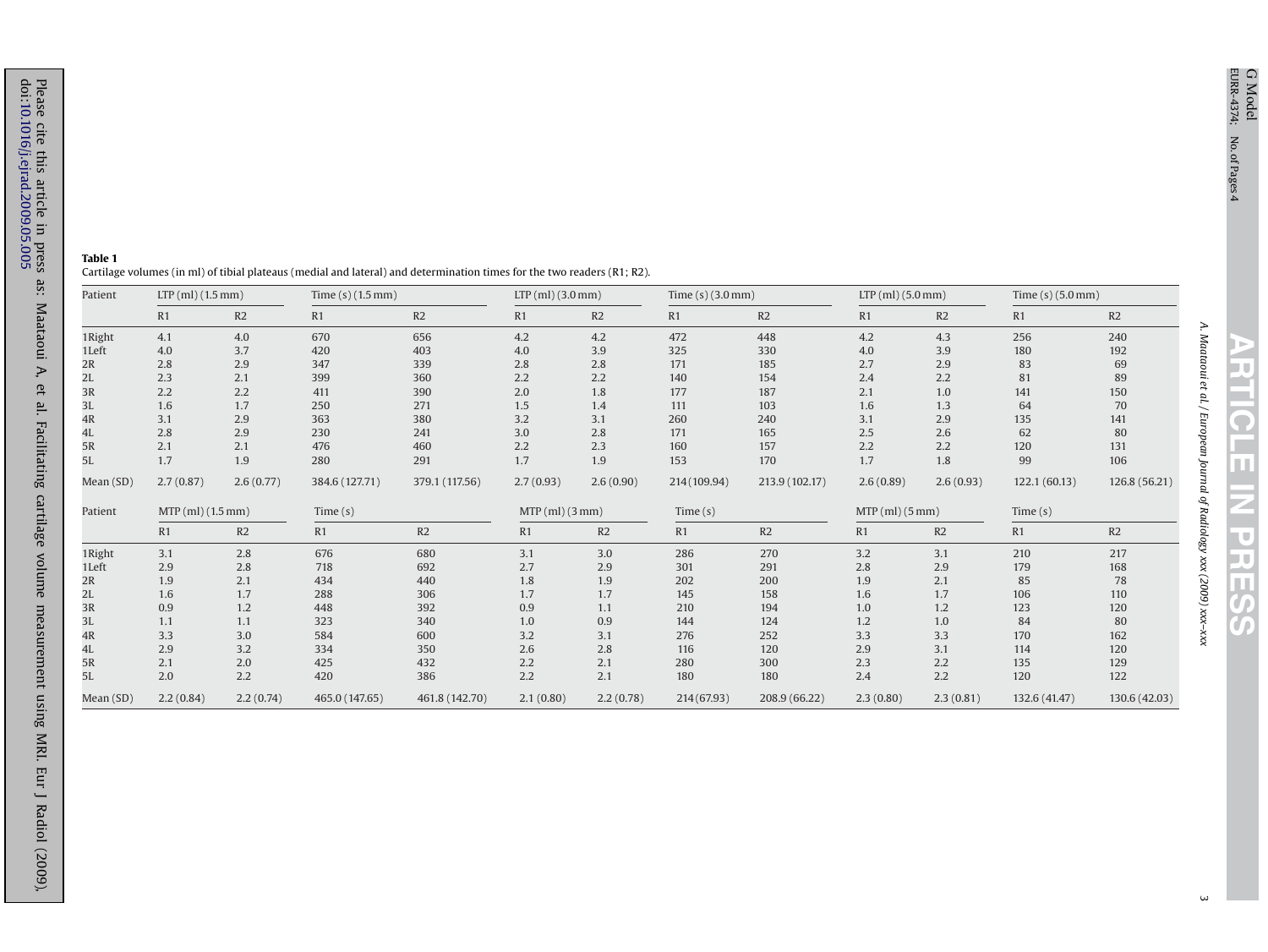**Table 1**

Cartilage volumes (in ml) of tibial plateaus (medial and lateral) and determination times for the two readers (R1; R2).

| Patient | LTP (ml) (1.5 mm) | | Time (s) (1.5 mm) | | LTP (ml) (3.0 mm) | | Time (s) (3.0 mm) | | LTP (ml) (5.0 mm) | | Time (s) (5.0 mm) | |
|---|---|---|---|---|---|---|---|---|---|---|---|---|
| | R1 | R2 | R1 | R2 | R1 | R2 | R1 | R2 | R1 | R2 | R1 | R2 |
| 1Right | 4.1 | 4.0 | 670 | 656 | 4.2 | 4.2 | 472 | 448 | 4.2 | 4.3 | 256 | 240 |
| 1Left | 4.0 | 3.7 | 420 | 403 | 4.0 | 3.9 | 325 | 330 | 4.0 | 3.9 | 180 | 192 |
| 2R | 2.8 | 2.9 | 347 | 339 | 2.8 | 2.8 | 171 | 185 | 2.7 | 2.9 | 83 | 69 |
| 2L | 2.3 | 2.1 | 399 | 360 | 2.2 | 2.2 | 140 | 154 | 2.4 | 2.2 | 81 | 89 |
| 3R | 2.2 | 2.2 | 411 | 390 | 2.0 | 1.8 | 177 | 187 | 2.1 | 1.0 | 141 | 150 |
| 3L | 1.6 | 1.7 | 250 | 271 | 1.5 | 1.4 | 111 | 103 | 1.6 | 1.3 | 64 | 70 |
| 4R | 3.1 | 2.9 | 363 | 380 | 3.2 | 3.1 | 260 | 240 | 3.1 | 2.9 | 135 | 141 |
| 4L | 2.8 | 2.9 | 230 | 241 | 3.0 | 2.8 | 171 | 165 | 2.5 | 2.6 | 62 | 80 |
| 5R | 2.1 | 2.1 | 476 | 460 | 2.2 | 2.3 | 160 | 157 | 2.2 | 2.2 | 120 | 131 |
| 5L | 1.7 | 1.9 | 280 | 291 | 1.7 | 1.9 | 153 | 170 | 1.7 | 1.8 | 99 | 106 |
| Mean (SD) | 2.7 (0.87) | 2.6 (0.77) | 384.6 (127.71) | 379.1 (117.56) | 2.7 (0.93) | 2.6 (0.90) | 214 (109.94) | 213.9 (102.17) | 2.6 (0.89) | 2.6 (0.93) | 122.1 (60.13) | 126.8 (56.21) |
| **Patient** | **MTP (ml) (1.5 mm)** | | **Time (s)** | | **MTP (ml) (3 mm)** | | **Time (s)** | | **MTP (ml) (5 mm)** | | **Time (s)** | |
| | R1 | R2 | R1 | R2 | R1 | R2 | R1 | R2 | R1 | R2 | R1 | R2 |
| 1Right | 3.1 | 2.8 | 676 | 680 | 3.1 | 3.0 | 286 | 270 | 3.2 | 3.1 | 210 | 217 |
| 1Left | 2.9 | 2.8 | 718 | 692 | 2.7 | 2.9 | 301 | 291 | 2.8 | 2.9 | 179 | 168 |
| 2R | 1.9 | 2.1 | 434 | 440 | 1.8 | 1.9 | 202 | 200 | 1.9 | 2.1 | 85 | 78 |
| 2L | 1.6 | 1.7 | 288 | 306 | 1.7 | 1.7 | 145 | 158 | 1.6 | 1.7 | 106 | 110 |
| 3R | 0.9 | 1.2 | 448 | 392 | 0.9 | 1.1 | 210 | 194 | 1.0 | 1.2 | 123 | 120 |
| 3L | 1.1 | 1.1 | 323 | 340 | 1.0 | 0.9 | 144 | 124 | 1.2 | 1.0 | 84 | 80 |
| 4R | 3.3 | 3.0 | 584 | 600 | 3.2 | 3.1 | 276 | 252 | 3.3 | 3.3 | 170 | 162 |
| 4L | 2.9 | 3.2 | 334 | 350 | 2.6 | 2.8 | 116 | 120 | 2.9 | 3.1 | 114 | 120 |
| 5R | 2.1 | 2.0 | 425 | 432 | 2.2 | 2.1 | 280 | 300 | 2.3 | 2.2 | 135 | 129 |
| 5L | 2.0 | 2.2 | 420 | 386 | 2.2 | 2.1 | 180 | 180 | 2.4 | 2.2 | 120 | 122 |
| Mean (SD) | 2.2 (0.84) | 2.2 (0.74) | 465.0 (147.65) | 461.8 (142.70) | 2.1 (0.80) | 2.2 (0.78) | 214 (67.93) | 208.9 (66.22) | 2.3 (0.80) | 2.3 (0.81) | 132.6 (41.47) | 130.6 (42.03) |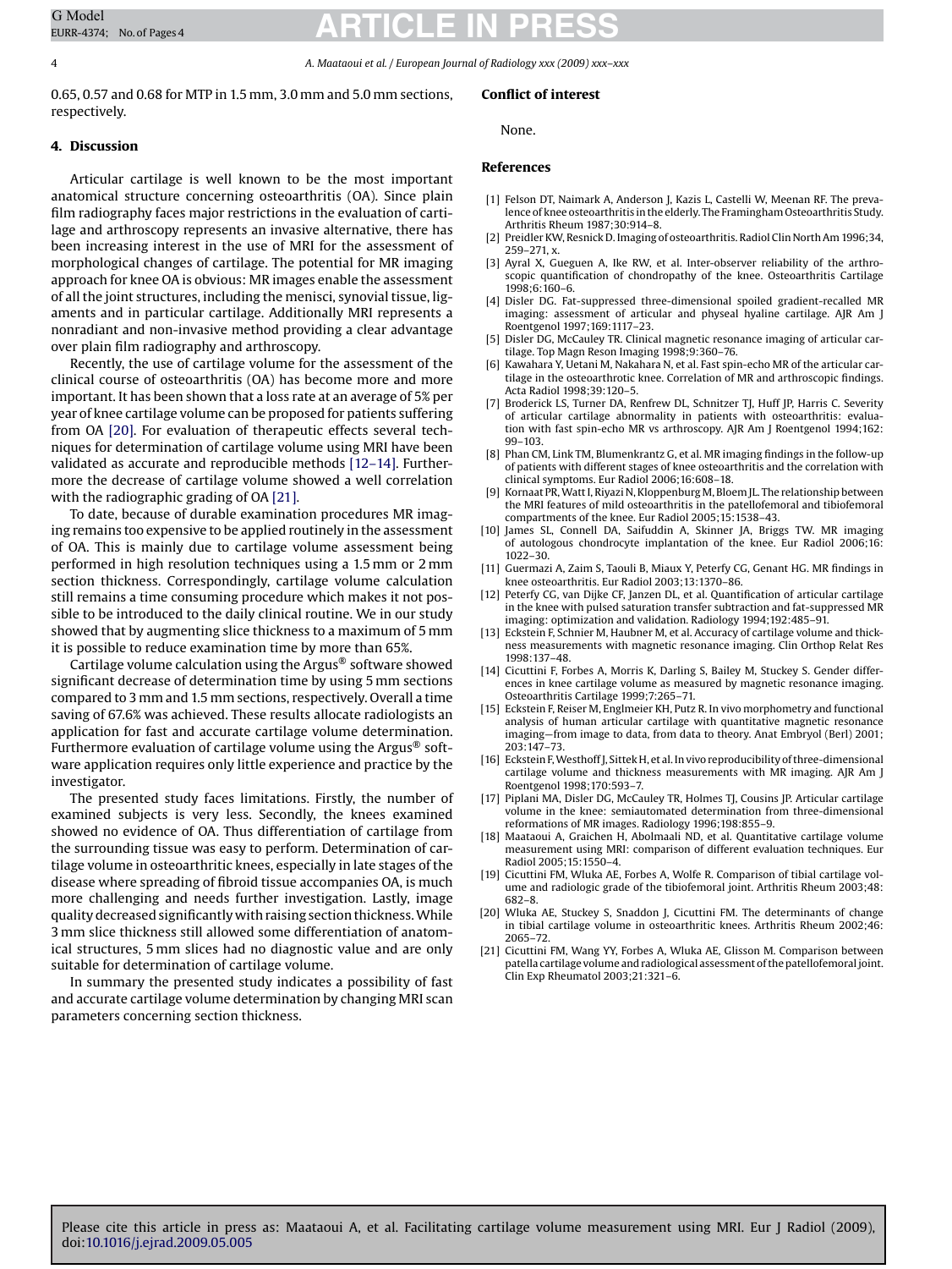0.65, 0.57 and 0.68 for MTP in 1.5 mm, 3.0 mm and 5.0 mm sections, respectively.

## 4. Discussion

Articular cartilage is well known to be the most important anatomical structure concerning osteoarthritis (OA). Since plain film radiography faces major restrictions in the evaluation of cartilage and arthroscopy represents an invasive alternative, there has been increasing interest in the use of MRI for the assessment of morphological changes of cartilage. The potential for MR imaging approach for knee OA is obvious: MR images enable the assessment of all the joint structures, including the menisci, synovial tissue, ligaments and in particular cartilage. Additionally MRI represents a nonradiant and non-invasive method providing a clear advantage over plain film radiography and arthroscopy.

Recently, the use of cartilage volume for the assessment of the clinical course of osteoarthritis (OA) has become more and more important. It has been shown that a loss rate at an average of 5% per year of knee cartilage volume can be proposed for patients suffering from OA [20]. For evaluation of therapeutic effects several techniques for determination of cartilage volume using MRI have been validated as accurate and reproducible methods [12–14]. Furthermore the decrease of cartilage volume showed a well correlation with the radiographic grading of OA [21].

To date, because of durable examination procedures MR imaging remains too expensive to be applied routinely in the assessment of OA. This is mainly due to cartilage volume assessment being performed in high resolution techniques using a 1.5 mm or 2 mm section thickness. Correspondingly, cartilage volume calculation still remains a time consuming procedure which makes it not possible to be introduced to the daily clinical routine. We in our study showed that by augmenting slice thickness to a maximum of 5 mm it is possible to reduce examination time by more than 65%.

Cartilage volume calculation using the Argus® software showed significant decrease of determination time by using 5 mm sections compared to 3 mm and 1.5 mm sections, respectively. Overall a time saving of 67.6% was achieved. These results allocate radiologists an application for fast and accurate cartilage volume determination. Furthermore evaluation of cartilage volume using the Argus® software application requires only little experience and practice by the investigator.

The presented study faces limitations. Firstly, the number of examined subjects is very less. Secondly, the knees examined showed no evidence of OA. Thus differentiation of cartilage from the surrounding tissue was easy to perform. Determination of cartilage volume in osteoarthritic knees, especially in late stages of the disease where spreading of fibroid tissue accompanies OA, is much more challenging and needs further investigation. Lastly, image quality decreased significantly with raising section thickness. While 3 mm slice thickness still allowed some differentiation of anatomical structures, 5 mm slices had no diagnostic value and are only suitable for determination of cartilage volume.

In summary the presented study indicates a possibility of fast and accurate cartilage volume determination by changing MRI scan parameters concerning section thickness.

## Conflict of interest

None.

## References

[1] Felson DT, Naimark A, Anderson J, Kazis L, Castelli W, Meenan RF. The prevalence of knee osteoarthritis in the elderly. The Framingham Osteoarthritis Study. Arthritis Rheum 1987;30:914–8.

[2] Preidler KW, Resnick D. Imaging of osteoarthritis. Radiol Clin North Am 1996;34, 259–271, x.

[3] Ayral X, Gueguen A, Ike RW, et al. Inter-observer reliability of the arthroscopic quantification of chondropathy of the knee. Osteoarthritis Cartilage 1998;6:160–6.

[4] Disler DG. Fat-suppressed three-dimensional spoiled gradient-recalled MR imaging: assessment of articular and physeal hyaline cartilage. AJR Am J Roentgenol 1997;169:1117–23.

[5] Disler DG, McCauley TR. Clinical magnetic resonance imaging of articular cartilage. Top Magn Reson Imaging 1998;9:360–76.

[6] Kawahara Y, Uetani M, Nakahara N, et al. Fast spin-echo MR of the articular cartilage in the osteoarthrotic knee. Correlation of MR and arthroscopic findings. Acta Radiol 1998;39:120–5.

[7] Broderick LS, Turner DA, Renfrew DL, Schnitzer TJ, Huff JP, Harris C. Severity of articular cartilage abnormality in patients with osteoarthritis: evaluation with fast spin-echo MR vs arthroscopy. AJR Am J Roentgenol 1994;162: 99–103.

[8] Phan CM, Link TM, Blumenkrantz G, et al. MR imaging findings in the follow-up of patients with different stages of knee osteoarthritis and the correlation with clinical symptoms. Eur Radiol 2006;16:608–18.

[9] Kornaat PR, Watt I, Riyazi N, Kloppenburg M, Bloem JL. The relationship between the MRI features of mild osteoarthritis in the patellofemoral and tibiofemoral compartments of the knee. Eur Radiol 2005;15:1538–43.

[10] James SL, Connell DA, Saifuddin A, Skinner JA, Briggs TW. MR imaging of autologous chondrocyte implantation of the knee. Eur Radiol 2006;16: 1022–30.

[11] Guermazi A, Zaim S, Taouli B, Miaux Y, Peterfy CG, Genant HG. MR findings in knee osteoarthritis. Eur Radiol 2003;13:1370–86.

[12] Peterfy CG, van Dijke CF, Janzen DL, et al. Quantification of articular cartilage in the knee with pulsed saturation transfer subtraction and fat-suppressed MR imaging: optimization and validation. Radiology 1994;192:485–91.

[13] Eckstein F, Schnier M, Haubner M, et al. Accuracy of cartilage volume and thickness measurements with magnetic resonance imaging. Clin Orthop Relat Res 1998:137–48.

[14] Cicuttini F, Forbes A, Morris K, Darling S, Bailey M, Stuckey S. Gender differences in knee cartilage volume as measured by magnetic resonance imaging. Osteoarthritis Cartilage 1999;7:265–71.

[15] Eckstein F, Reiser M, Englmeier KH, Putz R. In vivo morphometry and functional analysis of human articular cartilage with quantitative magnetic resonance imaging—from image to data, from data to theory. Anat Embryol (Berl) 2001; 203:147–73.

[16] Eckstein F, Westhoff J, Sittek H, et al. In vivo reproducibility of three-dimensional cartilage volume and thickness measurements with MR imaging. AJR Am J Roentgenol 1998;170:593–7.

[17] Piplani MA, Disler DG, McCauley TR, Holmes TJ, Cousins JP. Articular cartilage volume in the knee: semiautomated determination from three-dimensional reformations of MR images. Radiology 1996;198:855–9.

[18] Maataoui A, Graichen H, Abolmaali ND, et al. Quantitative cartilage volume measurement using MRI: comparison of different evaluation techniques. Eur Radiol 2005;15:1550–4.

[19] Cicuttini FM, Wluka AE, Forbes A, Wolfe R. Comparison of tibial cartilage volume and radiologic grade of the tibiofemoral joint. Arthritis Rheum 2003;48: 682–8.

[20] Wluka AE, Stuckey S, Snaddon J, Cicuttini FM. The determinants of change in tibial cartilage volume in osteoarthritic knees. Arthritis Rheum 2002;46: 2065–72.

[21] Cicuttini FM, Wang YY, Forbes A, Wluka AE, Glisson M. Comparison between patella cartilage volume and radiological assessment of the patellofemoral joint. Clin Exp Rheumatol 2003;21:321–6.